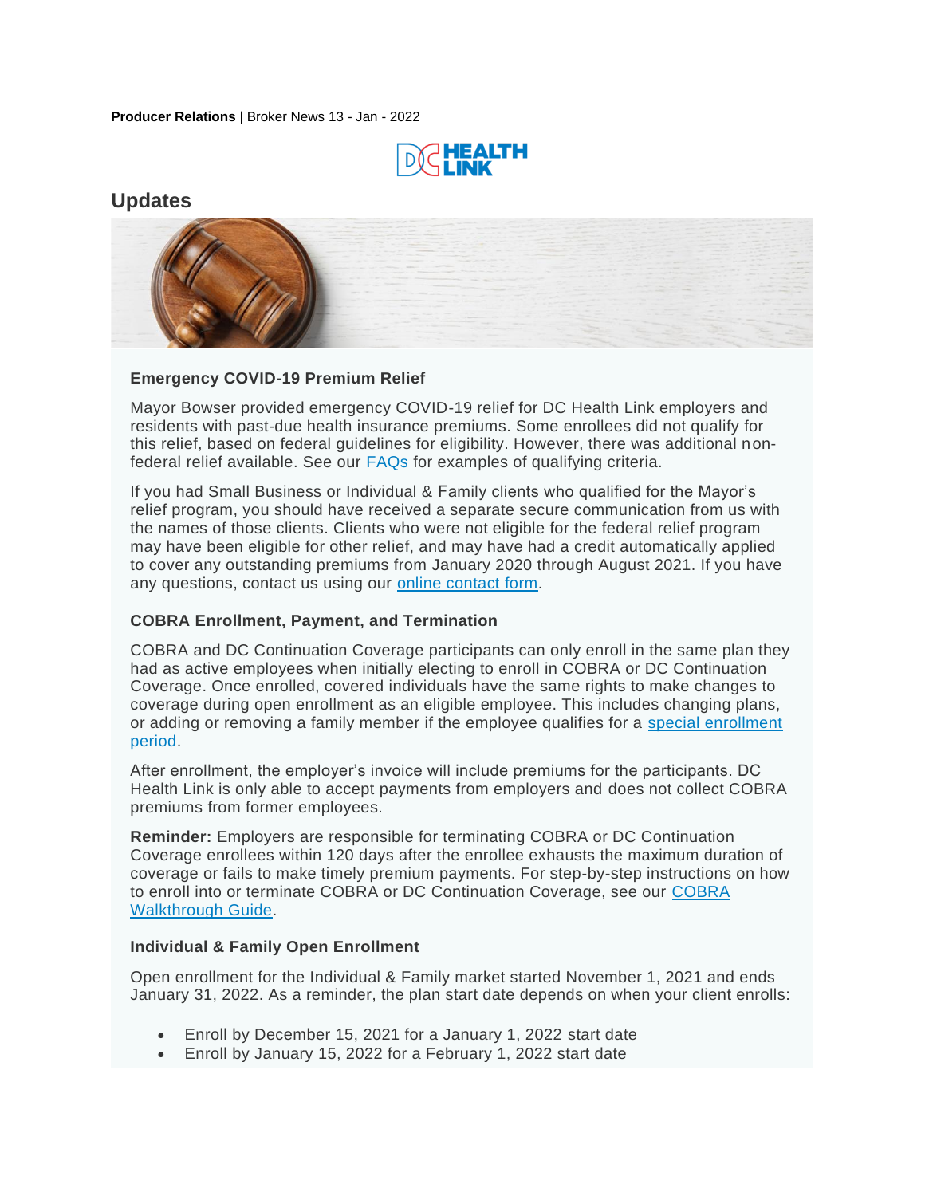**Producer Relations** | Broker News 13 - Jan - 2022

DC HEALTH LINK

## Updates

### Emergency COVID-19 Premium Relief

Mayor Bowser provided emergency COVID-19 relief for DC Health Link employers and residents with past-due health insurance premiums. Some enrollees did not qualify for this relief, based on federal guidelines for eligibility. However, there was additional non-federal relief available. See our [FAQs](#) for examples of qualifying criteria.

If you had Small Business or Individual & Family clients who qualified for the Mayor's relief program, you should have received a separate secure communication from us with the names of those clients. Clients who were not eligible for the federal relief program may have been eligible for other relief, and may have had a credit automatically applied to cover any outstanding premiums from January 2020 through August 2021. If you have any questions, contact us using our [online contact form](#).

### COBRA Enrollment, Payment, and Termination

COBRA and DC Continuation Coverage participants can only enroll in the same plan they had as active employees when initially electing to enroll in COBRA or DC Continuation Coverage. Once enrolled, covered individuals have the same rights to make changes to coverage during open enrollment as an eligible employee. This includes changing plans, or adding or removing a family member if the employee qualifies for a [special enrollment period](#).

After enrollment, the employer's invoice will include premiums for the participants. DC Health Link is only able to accept payments from employers and does not collect COBRA premiums from former employees.

**Reminder:** Employers are responsible for terminating COBRA or DC Continuation Coverage enrollees within 120 days after the enrollee exhausts the maximum duration of coverage or fails to make timely premium payments. For step-by-step instructions on how to enroll into or terminate COBRA or DC Continuation Coverage, see our [COBRA Walkthrough Guide](#).

### Individual & Family Open Enrollment

Open enrollment for the Individual & Family market started November 1, 2021 and ends January 31, 2022. As a reminder, the plan start date depends on when your client enrolls:

- Enroll by December 15, 2021 for a January 1, 2022 start date
- Enroll by January 15, 2022 for a February 1, 2022 start date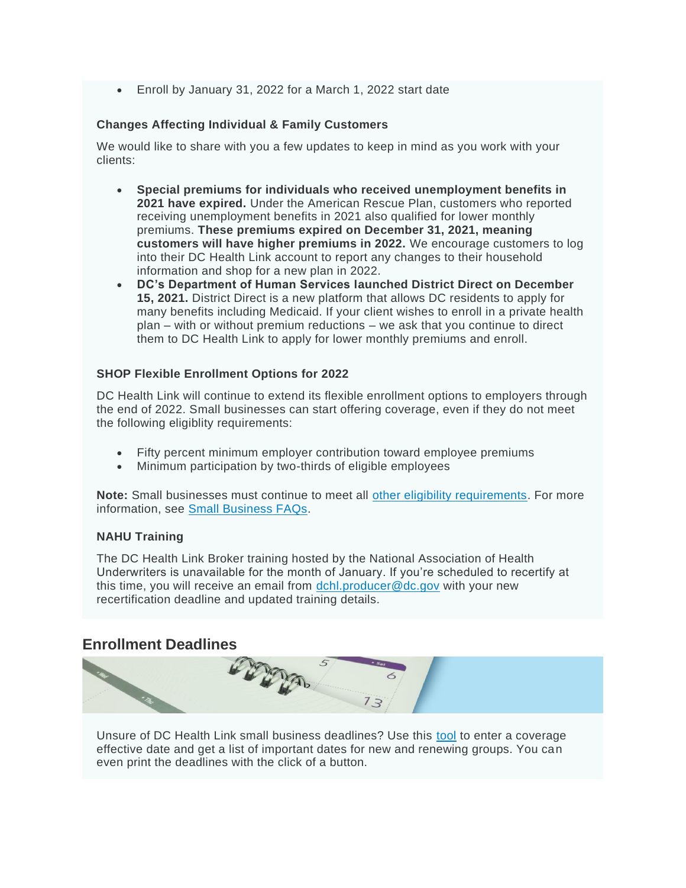- Enroll by January 31, 2022 for a March 1, 2022 start date

### Changes Affecting Individual & Family Customers

We would like to share with you a few updates to keep in mind as you work with your clients:

- **Special premiums for individuals who received unemployment benefits in 2021 have expired.** Under the American Rescue Plan, customers who reported receiving unemployment benefits in 2021 also qualified for lower monthly premiums. **These premiums expired on December 31, 2021, meaning customers will have higher premiums in 2022.** We encourage customers to log into their DC Health Link account to report any changes to their household information and shop for a new plan in 2022.
- **DC's Department of Human Services launched District Direct on December 15, 2021.** District Direct is a new platform that allows DC residents to apply for many benefits including Medicaid. If your client wishes to enroll in a private health plan – with or without premium reductions – we ask that you continue to direct them to DC Health Link to apply for lower monthly premiums and enroll.

### SHOP Flexible Enrollment Options for 2022

DC Health Link will continue to extend its flexible enrollment options to employers through the end of 2022. Small businesses can start offering coverage, even if they do not meet the following eligiblity requirements:

- Fifty percent minimum employer contribution toward employee premiums
- Minimum participation by two-thirds of eligible employees

**Note:** Small businesses must continue to meet all other eligibility requirements. For more information, see Small Business FAQs.

### NAHU Training

The DC Health Link Broker training hosted by the National Association of Health Underwriters is unavailable for the month of January. If you're scheduled to recertify at this time, you will receive an email from dchl.producer@dc.gov with your new recertification deadline and updated training details.

## Enrollment Deadlines

Unsure of DC Health Link small business deadlines? Use this tool to enter a coverage effective date and get a list of important dates for new and renewing groups. You can even print the deadlines with the click of a button.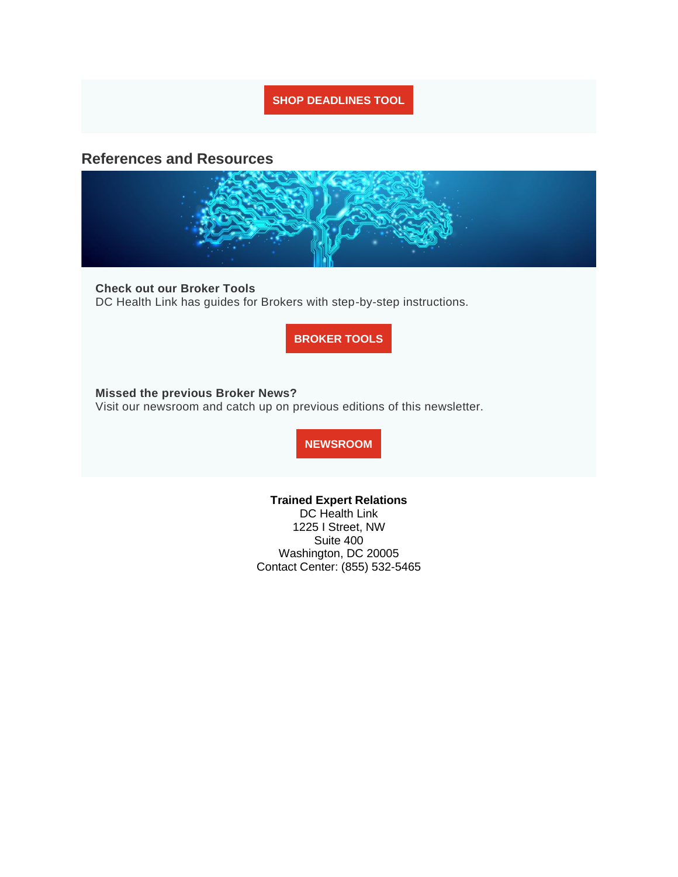SHOP DEADLINES TOOL

## References and Resources

**Check out our Broker Tools**
DC Health Link has guides for Brokers with step-by-step instructions.

BROKER TOOLS

**Missed the previous Broker News?**
Visit our newsroom and catch up on previous editions of this newsletter.

NEWSROOM

**Trained Expert Relations**
DC Health Link
1225 I Street, NW
Suite 400
Washington, DC 20005
Contact Center: (855) 532-5465